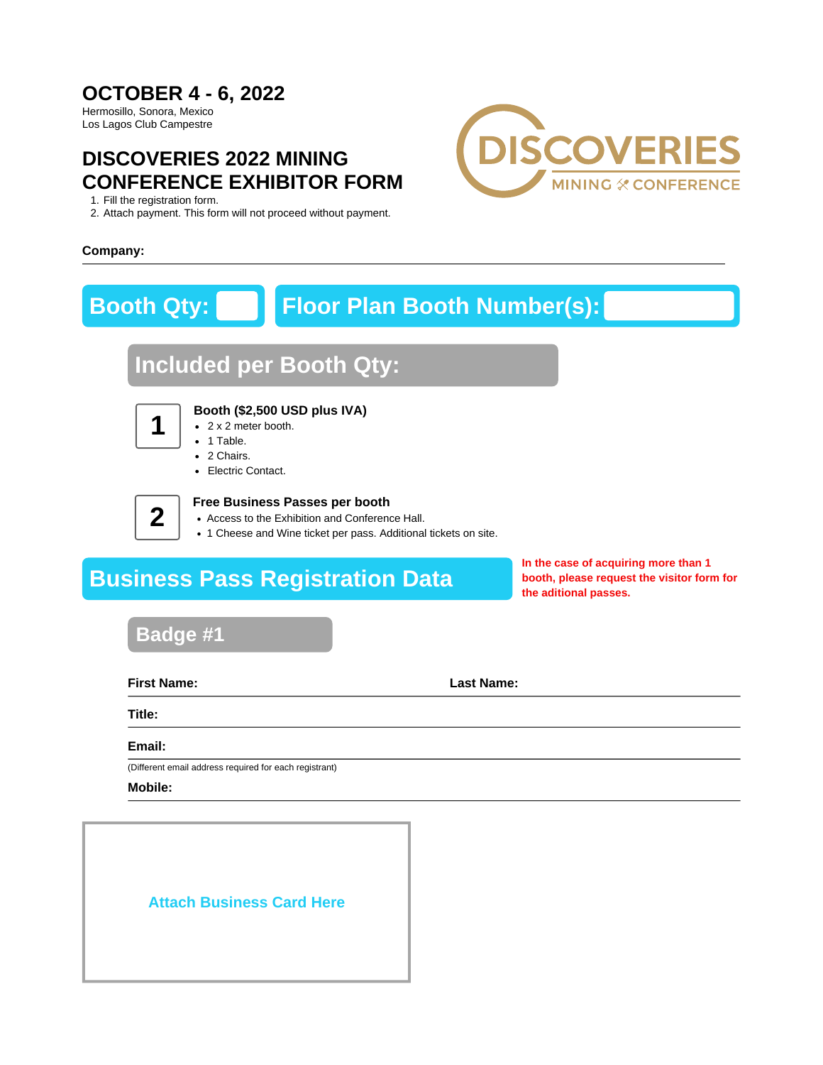# OCTOBER 4 - 6, 2022

Hermosillo, Sonora, Mexico
Los Lagos Club Campestre

DISCOVERIES MINING ✕ CONFERENCE

## DISCOVERIES 2022 MINING CONFERENCE EXHIBITOR FORM

1. Fill the registration form.
2. Attach payment. This form will not proceed without payment.

**Company:** ______________________________

**Booth Qty:** ____ **Floor Plan Booth Number(s):** ____

## Included per Booth Qty:

**1** — **Booth ($2,500 USD plus IVA)**

- 2 x 2 meter booth.
- 1 Table.
- 2 Chairs.
- Electric Contact.

**2** — **Free Business Passes per booth**

- Access to the Exhibition and Conference Hall.
- 1 Cheese and Wine ticket per pass. Additional tickets on site.

## Business Pass Registration Data

**In the case of acquiring more than 1 booth, please request the visitor form for the aditional passes.**

### Badge #1

**First Name:** ____________________ **Last Name:** ____________________

**Title:** ______________________________

**Email:** ______________________________

(Different email address required for each registrant)

**Mobile:** ______________________________

Attach Business Card Here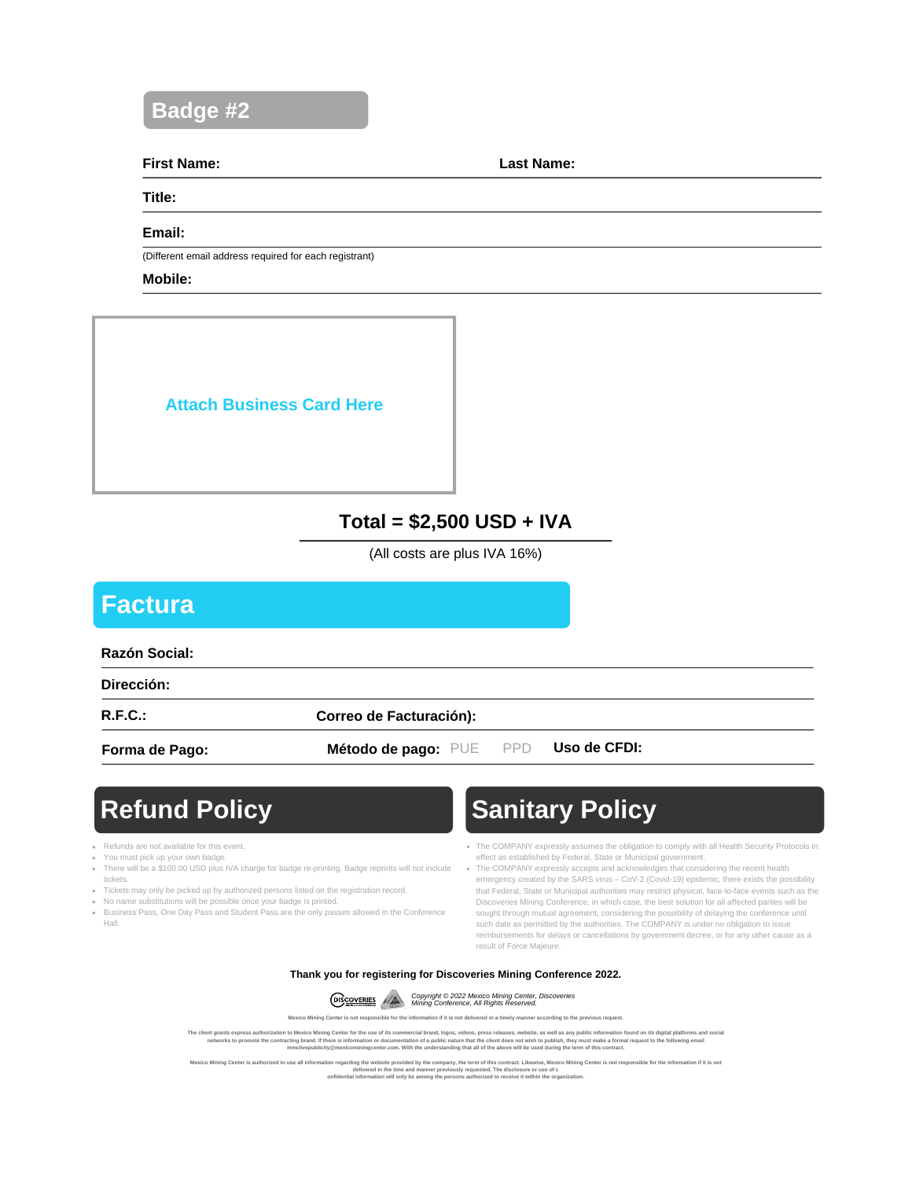## Badge #2

**First Name:** **Last Name:**

**Title:**

**Email:**

(Different email address required for each registrant)

**Mobile:**

Attach Business Card Here

**Total = $2,500 USD + IVA**

(All costs are plus IVA 16%)

## Factura

**Razón Social:**

**Dirección:**

**R.F.C.:** **Correo de Facturación):**

**Forma de Pago:** **Método de pago:** PUE PPD **Uso de CFDI:**

## Refund Policy

- Refunds are not available for this event.
- You must pick up your own badge.
- There will be a $100.00 USD plus IVA charge for badge re-printing. Badge reprints will not include tickets.
- Tickets may only be picked up by authorized persons listed on the registration record.
- No name substitutions will be possible once your badge is printed.
- Business Pass, One Day Pass and Student Pass are the only passes allowed in the Conference Hall.

## Sanitary Policy

- The COMPANY expressly assumes the obligation to comply with all Health Security Protocols in effect as established by Federal, State or Municipal government.
- The COMPANY expressly accepts and acknowledges that considering the recent health emergency created by the SARS virus – CoV-2 (Covid-19) epidemic, there exists the possibility that Federal, State or Municipal authorities may restrict physical, face-to-face events such as the Discoveries Mining Conference, in which case, the best solution for all affected parties will be sought through mutual agreement, considering the possibility of delaying the conference until such date as permitted by the authorities. The COMPANY is under no obligation to issue reimbursements for delays or cancellations by government decree, or for any other cause as a result of Force Majeure.

**Thank you for registering for Discoveries Mining Conference 2022.**

*Copyright © 2022 Mexico Mining Center, Discoveries Mining Conference, All Rights Reserved.*

Mexico Mining Center is not responsible for the information if it is not delivered in a timely manner according to the previous request.

The client grants express authorization to Mexico Mining Center for the use of its commercial brand, logos, videos, press releases, website, as well as any public information found on its digital platforms and social networks to promote the contracting brand. If there is information or documentation of a public nature that the client does not wish to publish, they must make a formal request to the following email mmclivepublicity@mexicominingcenter.com. With the understanding that all of the above will be used during the term of this contract.

Mexico Mining Center is authorized to use all information regarding the website provided by the company, the term of this contract. Likewise, Mexico Mining Center is not responsible for the information if it is not delivered in the time and manner previously requested. The disclosure or use of c onfidential information will only be among the persons authorized to receive it within the organization.